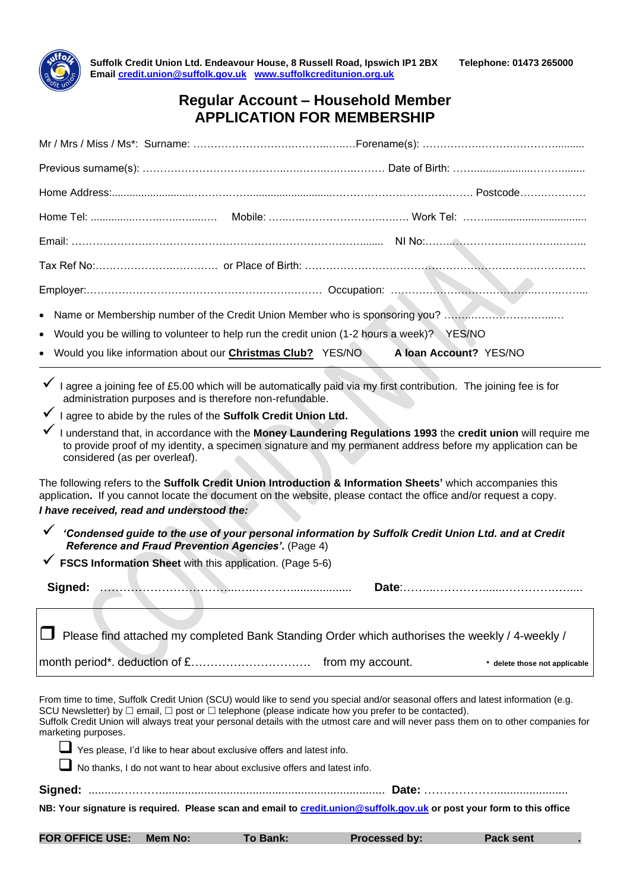**Suffolk Credit Union Ltd. Endeavour House, 8 Russell Road, Ipswich IP1 2BX Telephone: 01473 265000**
**Email credit.union@suffolk.gov.uk www.suffolkcreditunion.org.uk**

# Regular Account – Household Member
# APPLICATION FOR MEMBERSHIP

Mr / Mrs / Miss / Ms*: Surname: ……………………………………………Forename(s): ……………………………………..........

Previous surname(s): …………………………………………………………… Date of Birth: ……...................……….......

Home Address:..........................…………….........................…………………………………. Postcode……………….

Home Tel: ..............……..…….…....… Mobile: …………………………………… Work Tel: ……...................................

Email: ……………………………………………………………………………........ NI No:……..…………………………………..

Tax Ref No:………………………………. or Place of Birth: ………………………………………………………………………

Employer:…………………………………………………………… Occupation: ………………………………………………...

- Name or Membership number of the Credit Union Member who is sponsoring you? …………………………….…
- Would you be willing to volunteer to help run the credit union (1-2 hours a week)? YES/NO
- Would you like information about our **Christmas Club?** YES/NO **A loan Account?** YES/NO

---

✓ I agree a joining fee of £5.00 which will be automatically paid via my first contribution. The joining fee is for administration purposes and is therefore non-refundable.

✓ I agree to abide by the rules of the **Suffolk Credit Union Ltd.**

✓ I understand that, in accordance with the **Money Laundering Regulations 1993** the **credit union** will require me to provide proof of my identity, a specimen signature and my permanent address before my application can be considered (as per overleaf).

The following refers to the **Suffolk Credit Union Introduction & Information Sheets'** which accompanies this application**.** If you cannot locate the document on the website, please contact the office and/or request a copy.

***I have received, read and understood the:***

✓ ***'Condensed guide to the use of your personal information by Suffolk Credit Union Ltd. and at Credit Reference and Fraud Prevention Agencies'.*** (Page 4)

✓ **FSCS Information Sheet** with this application. (Page 5-6)

**Signed:** …………………………………………………................... **Date**:………………………………………….....

---

❒ Please find attached my completed Bank Standing Order which authorises the weekly / 4-weekly / month period*. deduction of £………………………… from my account. **\* delete those not applicable**

---

From time to time, Suffolk Credit Union (SCU) would like to send you special and/or seasonal offers and latest information (e.g. SCU Newsletter) by ☐ email, ☐ post or ☐ telephone (please indicate how you prefer to be contacted).
Suffolk Credit Union will always treat your personal details with the utmost care and will never pass them on to other companies for marketing purposes.

❑ Yes please, I'd like to hear about exclusive offers and latest info.

❑ No thanks, I do not want to hear about exclusive offers and latest info.

**Signed:** ..........………......................................................................... **Date:** ………………….....................

**NB: Your signature is required. Please scan and email to credit.union@suffolk.gov.uk or post your form to this office**

**FOR OFFICE USE: Mem No: To Bank: Processed by: Pack sent**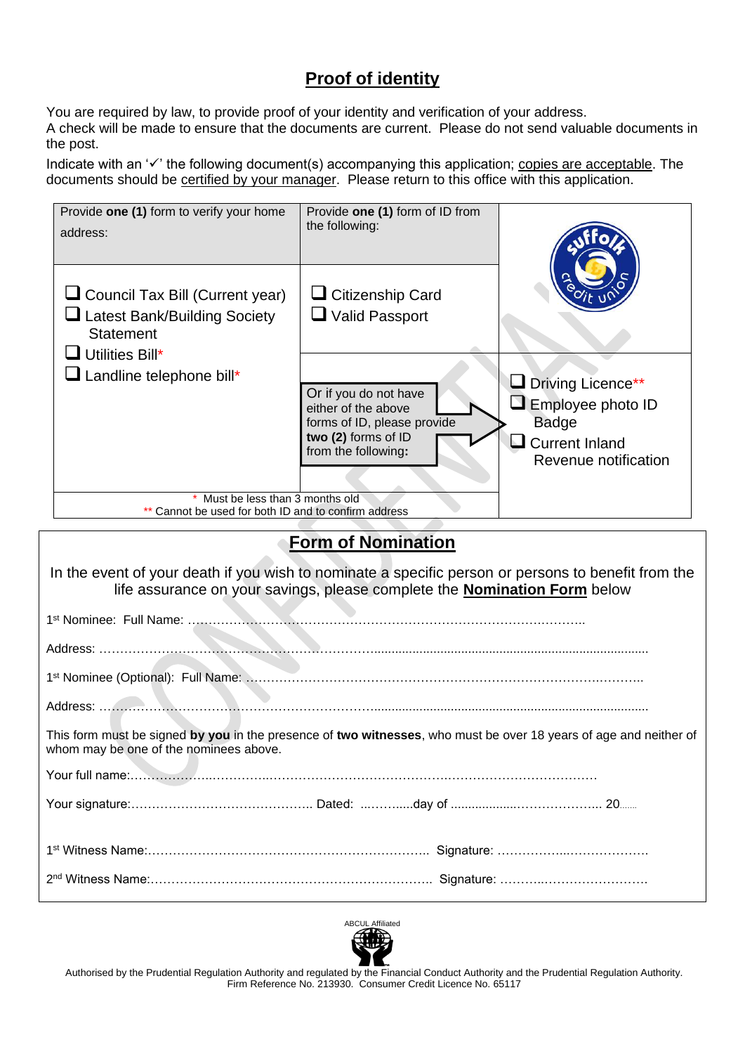## Proof of identity

You are required by law, to provide proof of your identity and verification of your address.
A check will be made to ensure that the documents are current. Please do not send valuable documents in the post.

Indicate with an '✓' the following document(s) accompanying this application; copies are acceptable. The documents should be certified by your manager. Please return to this office with this application.

| Provide **one (1)** form to verify your home address: | Provide **one (1)** form of ID from the following: | |
|---|---|---|
| ❑ Council Tax Bill (Current year)<br>❑ Latest Bank/Building Society Statement<br>❑ Utilities Bill*<br>❑ Landline telephone bill* | ❑ Citizenship Card<br>❑ Valid Passport | |
| | Or if you do not have either of the above forms of ID, please provide **two (2)** forms of ID from the following: | ❑ Driving Licence**<br>❑ Employee photo ID Badge<br>❑ Current Inland Revenue notification |

\* Must be less than 3 months old
** Cannot be used for both ID and to confirm address

## Form of Nomination

In the event of your death if you wish to nominate a specific person or persons to benefit from the life assurance on your savings, please complete the **Nomination Form** below

1st Nominee: Full Name: ……………………………………………………………………………………

Address: ……………………………………………………………………………………………………

1st Nominee (Optional): Full Name: ……………………………………………………………………

Address: ……………………………………………………………………………………………………

This form must be signed **by you** in the presence of **two witnesses**, who must be over 18 years of age and neither of whom may be one of the nominees above.

Your full name:……………………………………………………………………………………………

Your signature:…………………………………….. Dated: ………..day of …………………………….. 20……

1st Witness Name:………………………………………………………….. Signature: ……………………………

2nd Witness Name:………………………………………………………….. Signature: ……………………………

ABCUL Affiliated

Authorised by the Prudential Regulation Authority and regulated by the Financial Conduct Authority and the Prudential Regulation Authority.
Firm Reference No. 213930. Consumer Credit Licence No. 65117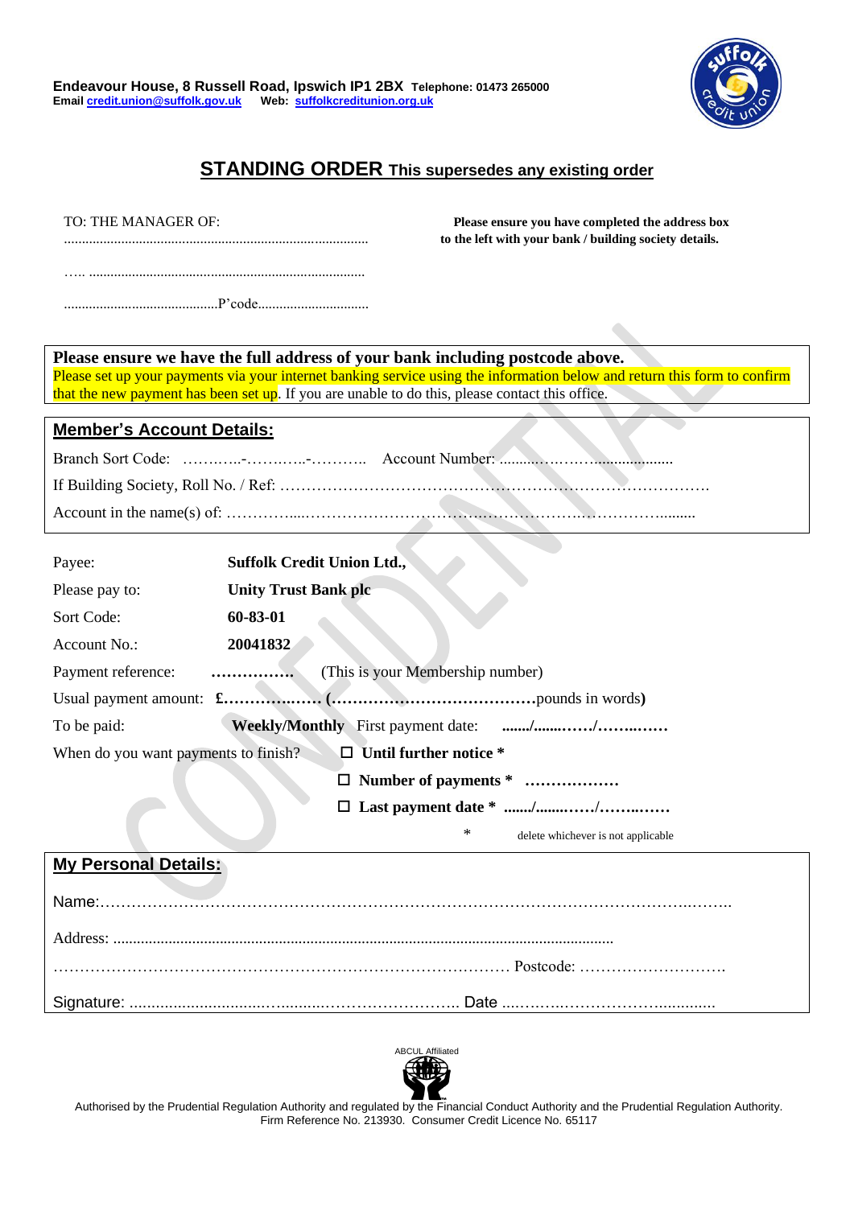Endeavour House, 8 Russell Road, Ipswich IP1 2BX Telephone: 01473 265000
Email credit.union@suffolk.gov.uk Web: suffolkcreditunion.org.uk

## STANDING ORDER This supersedes any existing order

TO: THE MANAGER OF:
...................................................................................

….. ...........................................................................

...........................................P'code...............................

**Please ensure you have completed the address box to the left with your bank / building society details.**

**Please ensure we have the full address of your bank including postcode above.**
Please set up your payments via your internet banking service using the information below and return this form to confirm that the new payment has been set up. If you are unable to do this, please contact this office.

### Member's Account Details:

Branch Sort Code: ………..-………..-……….. Account Number: ........………….....................

If Building Society, Roll No. / Ref: ……………………………………………………………………….

Account in the name(s) of: ……………...…………………………...………………………………........

| | |
|---|---|
| Payee: | **Suffolk Credit Union Ltd.,** |
| Please pay to: | **Unity Trust Bank plc** |
| Sort Code: | **60-83-01** |
| Account No.: | **20041832** |
| Payment reference: | **…………….** (This is your Membership number) |
| Usual payment amount: | **£……………… (…………………………………pounds in words)** |
| To be paid: | **Weekly/Monthly** First payment date: **......./.......……/……..……** |

When do you want payments to finish?

- ☐ **Until further notice ***
- ☐ **Number of payments * ………………**
- ☐ **Last payment date * ......./.......……/……..……**

* delete whichever is not applicable

### My Personal Details:

Name:………………………………………………………………………………………………………..……..

Address: .............................................................................................................................

……………………………………………………………………………… Postcode: ……………………….

Signature: ...............................….........……………………... Date ...……..……………….............

ABCUL Affiliated

Authorised by the Prudential Regulation Authority and regulated by the Financial Conduct Authority and the Prudential Regulation Authority. Firm Reference No. 213930. Consumer Credit Licence No. 65117